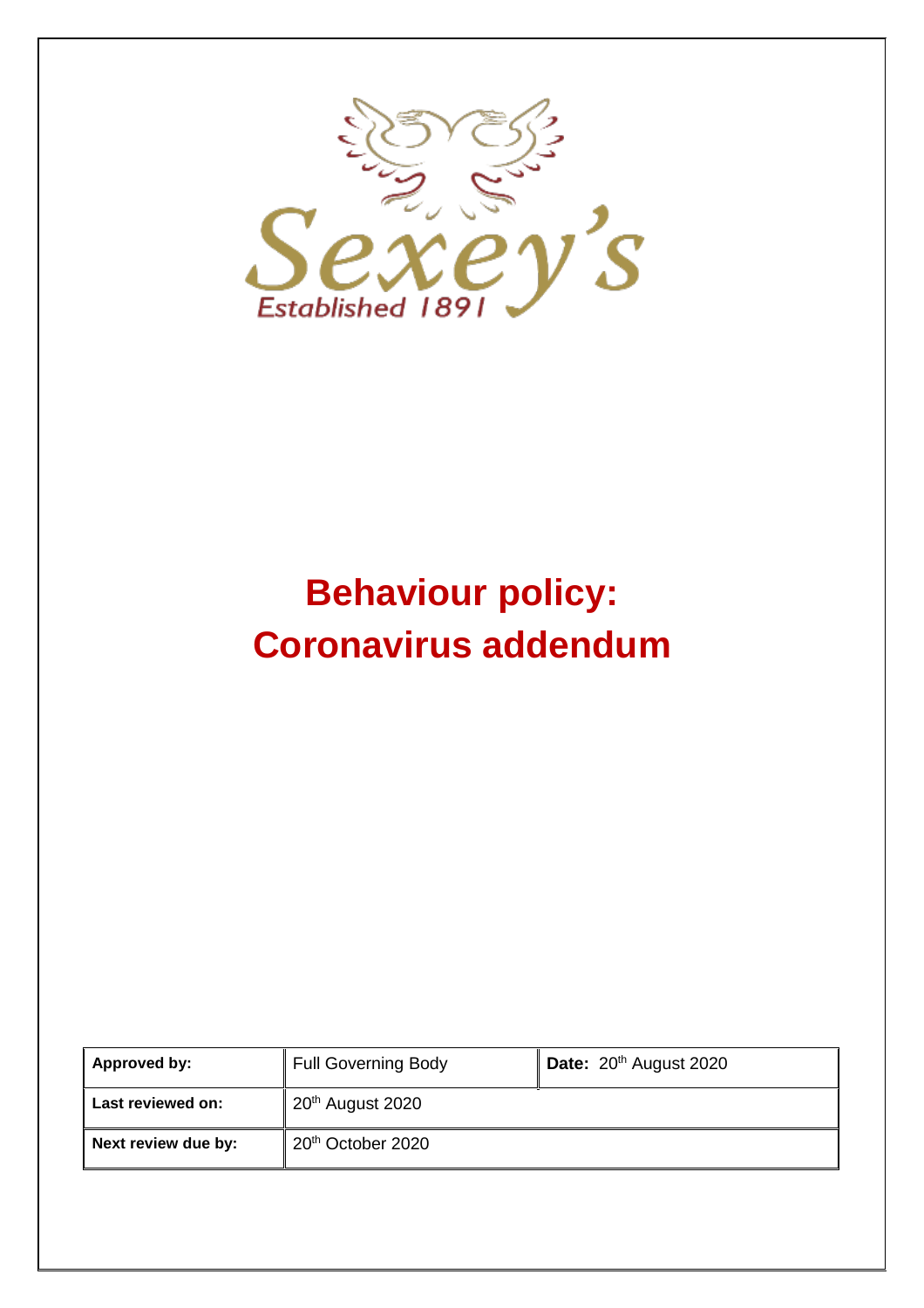Sexey's

Established 1891

# Behaviour policy: Coronavirus addendum

| Approved by: | Full Governing Body | Date: 20th August 2020 |
| --- | --- | --- |
| Last reviewed on: | 20th August 2020 | |
| Next review due by: | 20th October 2020 | |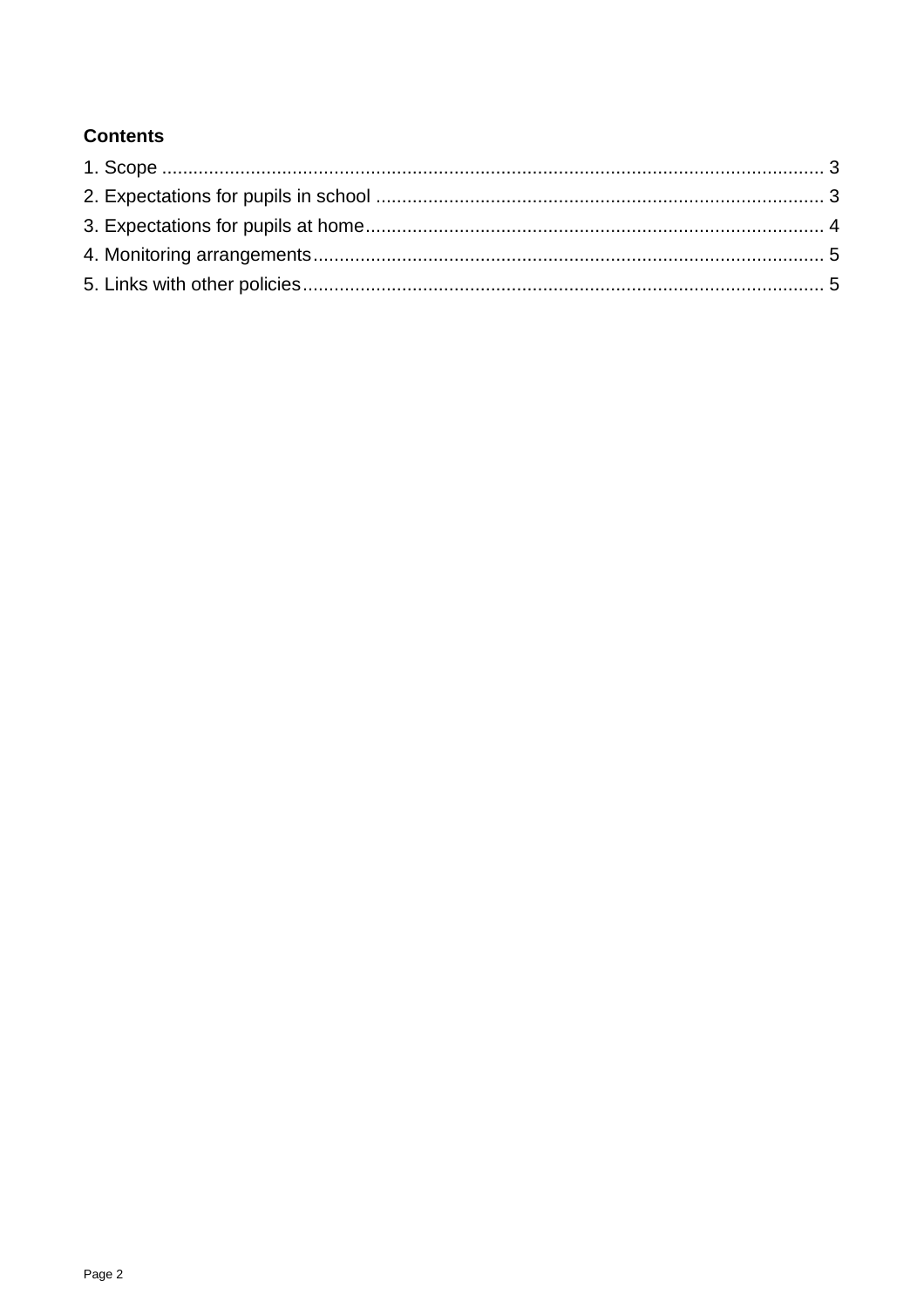**Contents**

1. Scope ............................................................................................................................. 3
2. Expectations for pupils in school .................................................................................... 3
3. Expectations for pupils at home...................................................................................... 4
4. Monitoring arrangements................................................................................................ 5
5. Links with other policies.................................................................................................. 5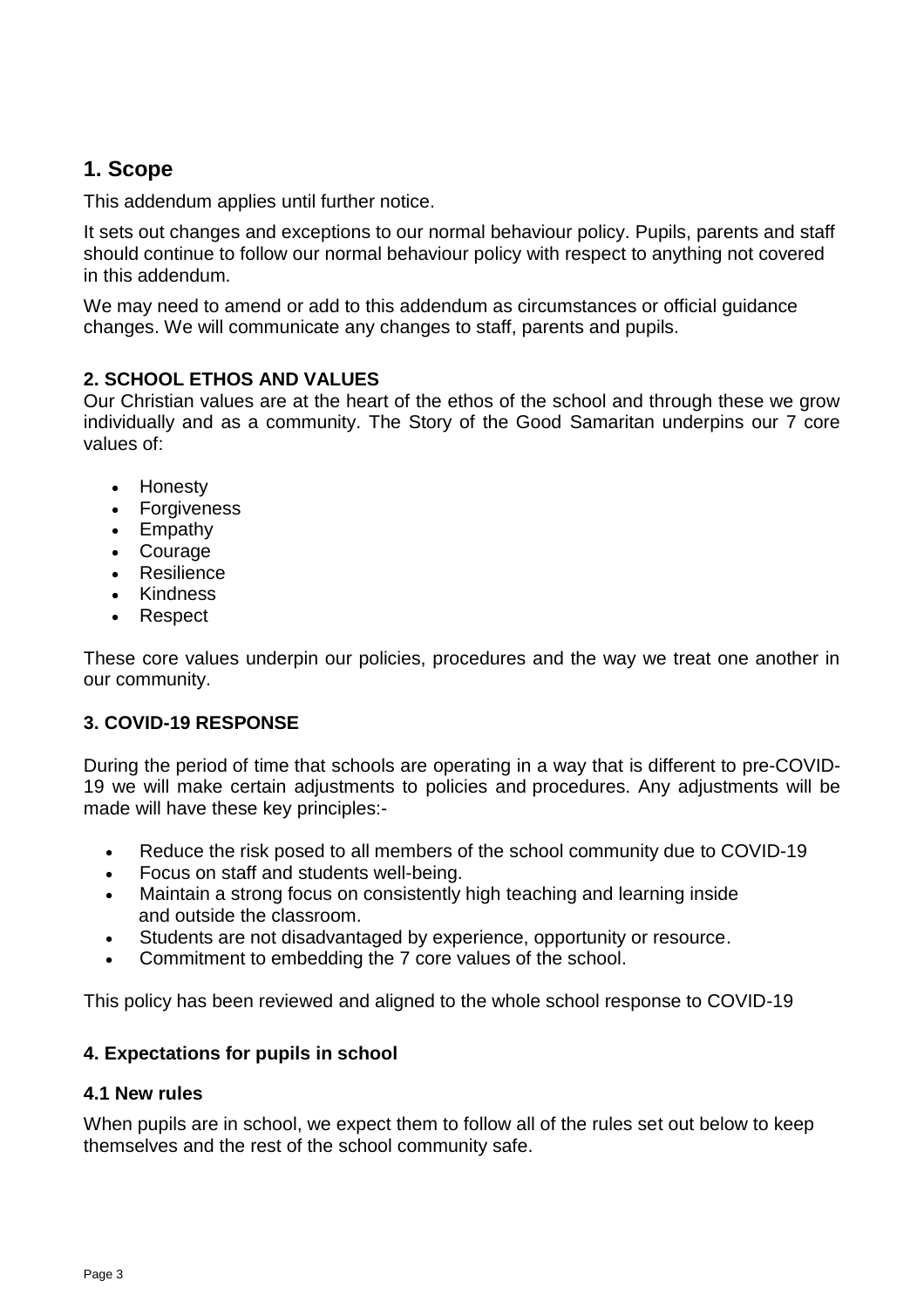## 1. Scope

This addendum applies until further notice.

It sets out changes and exceptions to our normal behaviour policy. Pupils, parents and staff should continue to follow our normal behaviour policy with respect to anything not covered in this addendum.

We may need to amend or add to this addendum as circumstances or official guidance changes. We will communicate any changes to staff, parents and pupils.

### 2. SCHOOL ETHOS AND VALUES

Our Christian values are at the heart of the ethos of the school and through these we grow individually and as a community. The Story of the Good Samaritan underpins our 7 core values of:

- Honesty
- Forgiveness
- Empathy
- Courage
- Resilience
- Kindness
- Respect

These core values underpin our policies, procedures and the way we treat one another in our community.

### 3. COVID-19 RESPONSE

During the period of time that schools are operating in a way that is different to pre-COVID-19 we will make certain adjustments to policies and procedures. Any adjustments will be made will have these key principles:-

- Reduce the risk posed to all members of the school community due to COVID-19
- Focus on staff and students well-being.
- Maintain a strong focus on consistently high teaching and learning inside and outside the classroom.
- Students are not disadvantaged by experience, opportunity or resource.
- Commitment to embedding the 7 core values of the school.

This policy has been reviewed and aligned to the whole school response to COVID-19

### 4. Expectations for pupils in school

#### 4.1 New rules

When pupils are in school, we expect them to follow all of the rules set out below to keep themselves and the rest of the school community safe.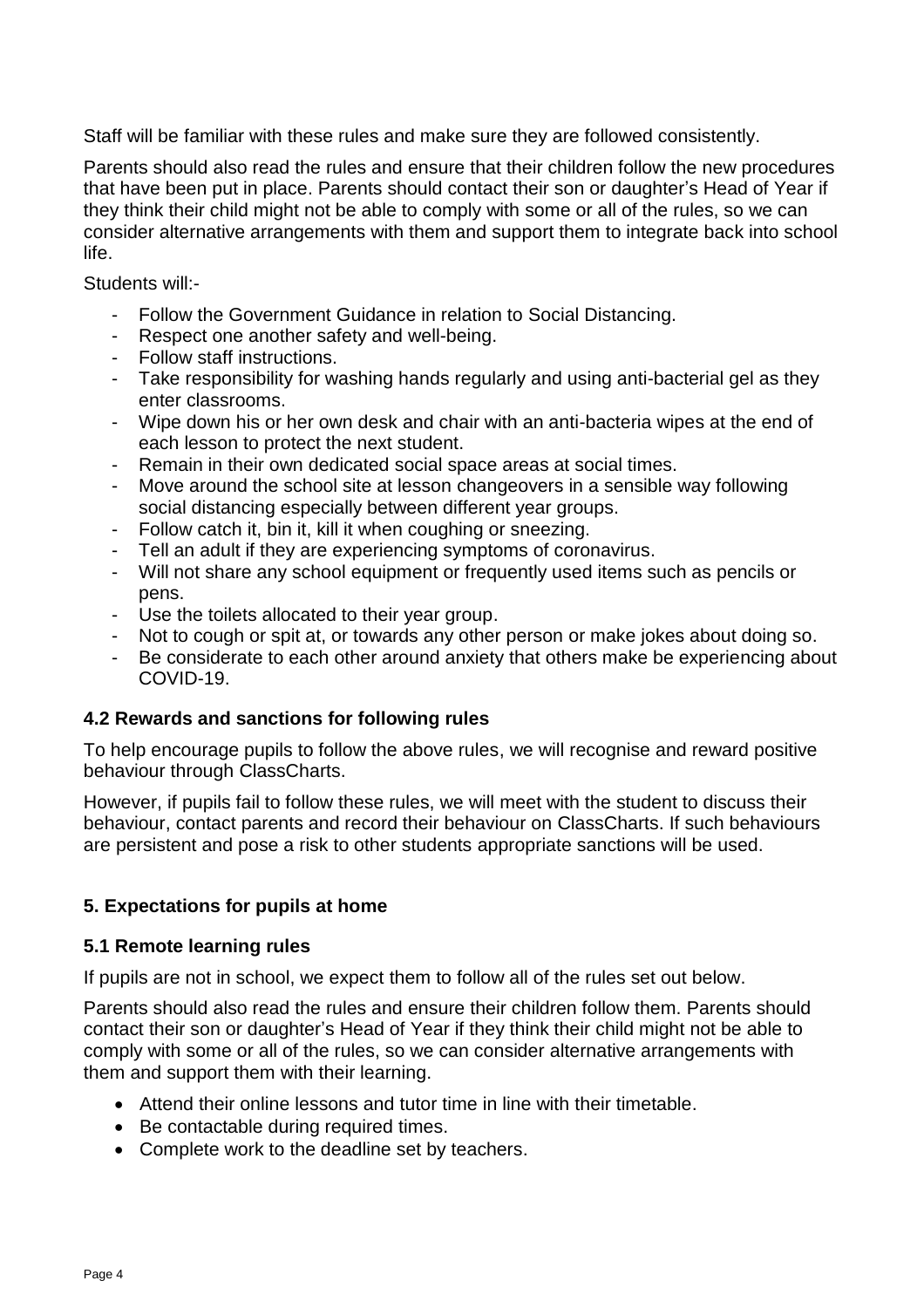Staff will be familiar with these rules and make sure they are followed consistently.

Parents should also read the rules and ensure that their children follow the new procedures that have been put in place. Parents should contact their son or daughter's Head of Year if they think their child might not be able to comply with some or all of the rules, so we can consider alternative arrangements with them and support them to integrate back into school life.

Students will:-

- Follow the Government Guidance in relation to Social Distancing.
- Respect one another safety and well-being.
- Follow staff instructions.
- Take responsibility for washing hands regularly and using anti-bacterial gel as they enter classrooms.
- Wipe down his or her own desk and chair with an anti-bacteria wipes at the end of each lesson to protect the next student.
- Remain in their own dedicated social space areas at social times.
- Move around the school site at lesson changeovers in a sensible way following social distancing especially between different year groups.
- Follow catch it, bin it, kill it when coughing or sneezing.
- Tell an adult if they are experiencing symptoms of coronavirus.
- Will not share any school equipment or frequently used items such as pencils or pens.
- Use the toilets allocated to their year group.
- Not to cough or spit at, or towards any other person or make jokes about doing so.
- Be considerate to each other around anxiety that others make be experiencing about COVID-19.

### 4.2 Rewards and sanctions for following rules

To help encourage pupils to follow the above rules, we will recognise and reward positive behaviour through ClassCharts.

However, if pupils fail to follow these rules, we will meet with the student to discuss their behaviour, contact parents and record their behaviour on ClassCharts. If such behaviours are persistent and pose a risk to other students appropriate sanctions will be used.

## 5. Expectations for pupils at home

### 5.1 Remote learning rules

If pupils are not in school, we expect them to follow all of the rules set out below.

Parents should also read the rules and ensure their children follow them. Parents should contact their son or daughter's Head of Year if they think their child might not be able to comply with some or all of the rules, so we can consider alternative arrangements with them and support them with their learning.

- Attend their online lessons and tutor time in line with their timetable.
- Be contactable during required times.
- Complete work to the deadline set by teachers.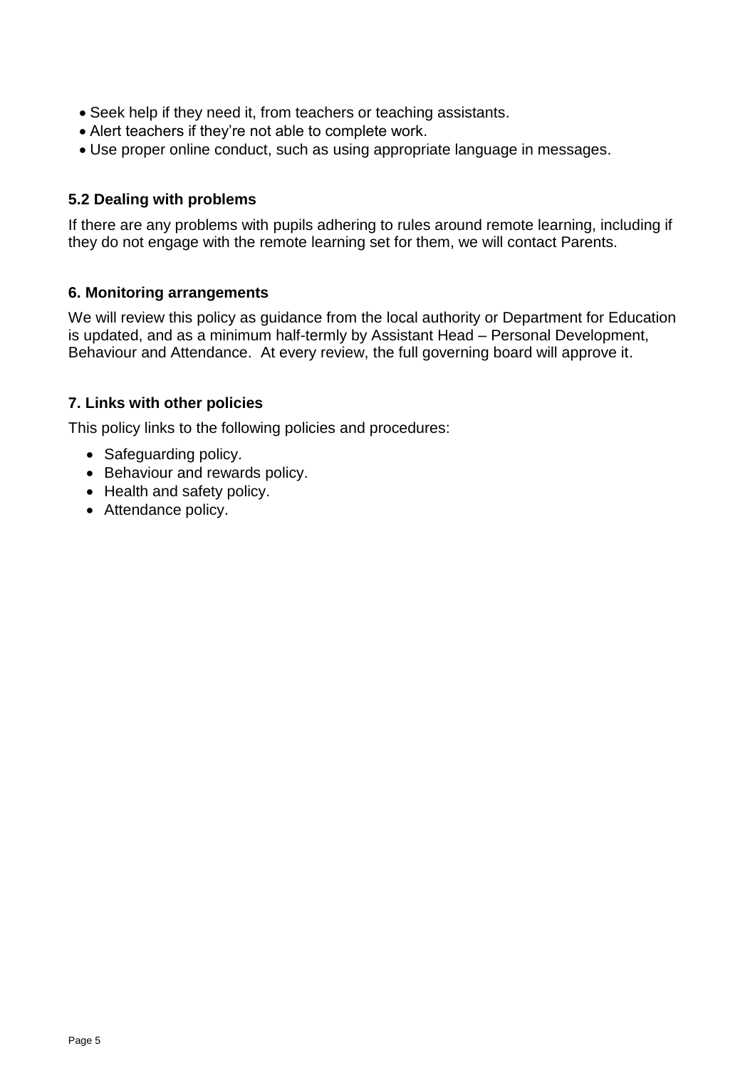- Seek help if they need it, from teachers or teaching assistants.
- Alert teachers if they're not able to complete work.
- Use proper online conduct, such as using appropriate language in messages.

### 5.2 Dealing with problems

If there are any problems with pupils adhering to rules around remote learning, including if they do not engage with the remote learning set for them, we will contact Parents.

## 6. Monitoring arrangements

We will review this policy as guidance from the local authority or Department for Education is updated, and as a minimum half-termly by Assistant Head – Personal Development, Behaviour and Attendance. At every review, the full governing board will approve it.

## 7. Links with other policies

This policy links to the following policies and procedures:

- Safeguarding policy.
- Behaviour and rewards policy.
- Health and safety policy.
- Attendance policy.